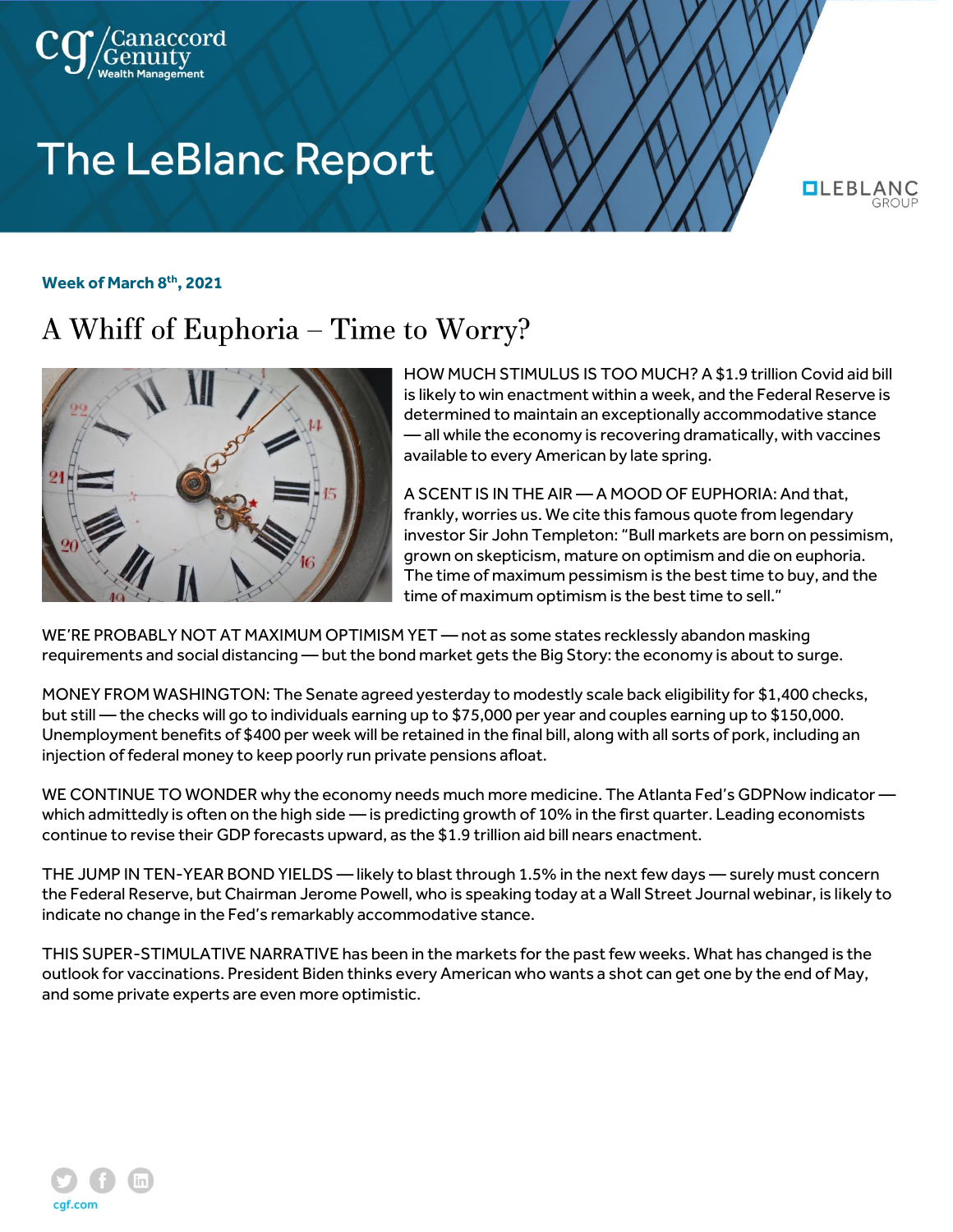# The LeBlanc Report

**Week of March 8th, 2021**

## A Whiff of Euphoria – Time to Worry?

HOW MUCH STIMULUS IS TOO MUCH? A $1.9 trillion Covid aid bill is likely to win enactment within a week, and the Federal Reserve is determined to maintain an exceptionally accommodative stance — all while the economy is recovering dramatically, with vaccines available to every American by late spring.

A SCENT IS IN THE AIR — A MOOD OF EUPHORIA: And that, frankly, worries us. We cite this famous quote from legendary investor Sir John Templeton: "Bull markets are born on pessimism, grown on skepticism, mature on optimism and die on euphoria. The time of maximum pessimism is the best time to buy, and the time of maximum optimism is the best time to sell."

WE'RE PROBABLY NOT AT MAXIMUM OPTIMISM YET — not as some states recklessly abandon masking requirements and social distancing — but the bond market gets the Big Story: the economy is about to surge.

MONEY FROM WASHINGTON: The Senate agreed yesterday to modestly scale back eligibility for $1,400 checks, but still — the checks will go to individuals earning up to $75,000 per year and couples earning up to $150,000. Unemployment benefits of $400 per week will be retained in the final bill, along with all sorts of pork, including an injection of federal money to keep poorly run private pensions afloat.

WE CONTINUE TO WONDER why the economy needs much more medicine. The Atlanta Fed's GDPNow indicator — which admittedly is often on the high side — is predicting growth of 10% in the first quarter. Leading economists continue to revise their GDP forecasts upward, as the $1.9 trillion aid bill nears enactment.

THE JUMP IN TEN-YEAR BOND YIELDS — likely to blast through 1.5% in the next few days — surely must concern the Federal Reserve, but Chairman Jerome Powell, who is speaking today at a Wall Street Journal webinar, is likely to indicate no change in the Fed's remarkably accommodative stance.

THIS SUPER-STIMULATIVE NARRATIVE has been in the markets for the past few weeks. What has changed is the outlook for vaccinations. President Biden thinks every American who wants a shot can get one by the end of May, and some private experts are even more optimistic.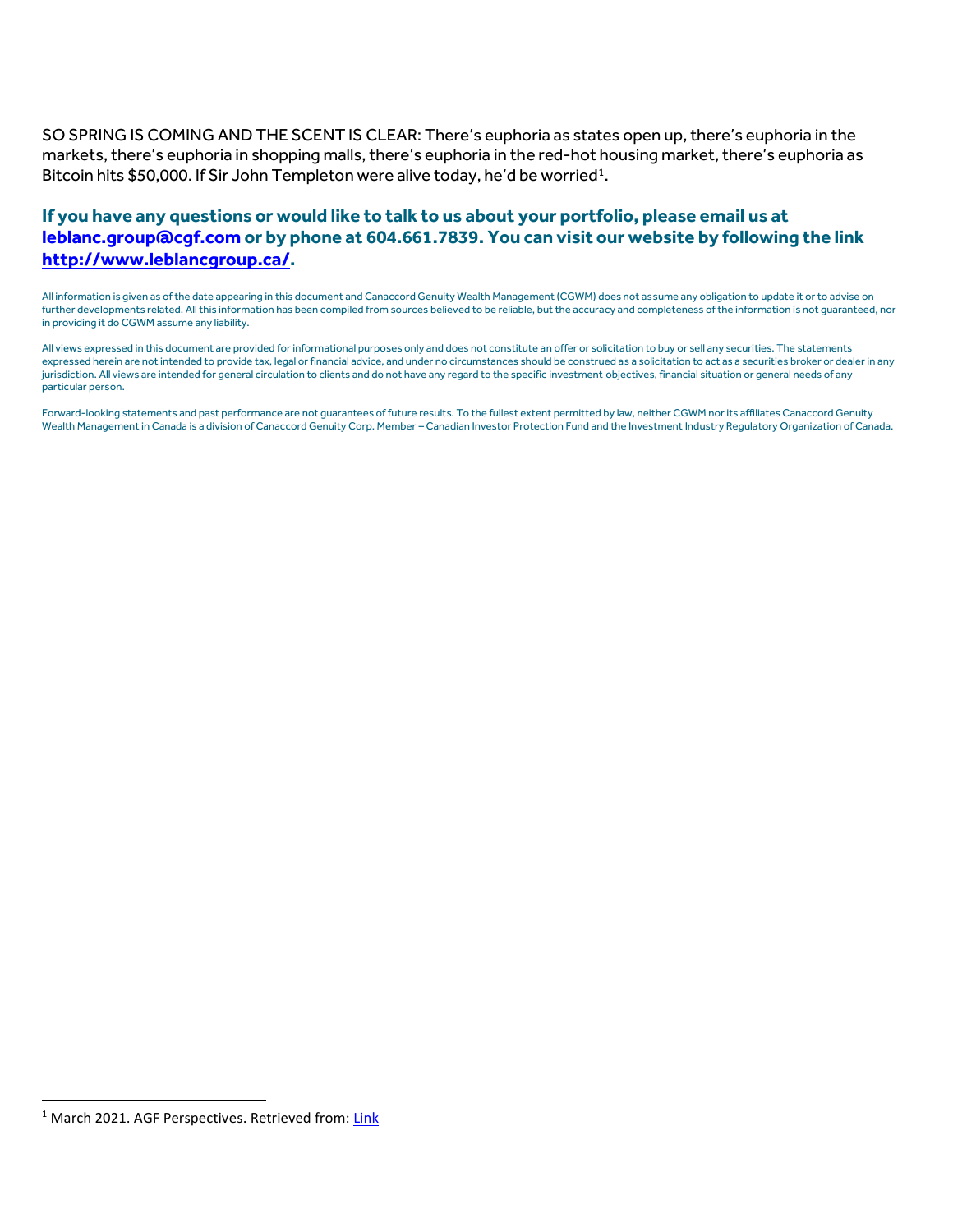SO SPRING IS COMING AND THE SCENT IS CLEAR: There's euphoria as states open up, there's euphoria in the markets, there's euphoria in shopping malls, there's euphoria in the red-hot housing market, there's euphoria as Bitcoin hits $50,000. If Sir John Templeton were alive today, he'd be worried[1].

**If you have any questions or would like to talk to us about your portfolio, please email us at [leblanc.group@cgf.com](mailto:leblanc.group@cgf.com) or by phone at 604.661.7839. You can visit our website by following the link [http://www.leblancgroup.ca/](http://www.leblancgroup.ca/).**

All information is given as of the date appearing in this document and Canaccord Genuity Wealth Management (CGWM) does not assume any obligation to update it or to advise on further developments related. All this information has been compiled from sources believed to be reliable, but the accuracy and completeness of the information is not guaranteed, nor in providing it do CGWM assume any liability.

All views expressed in this document are provided for informational purposes only and does not constitute an offer or solicitation to buy or sell any securities. The statements expressed herein are not intended to provide tax, legal or financial advice, and under no circumstances should be construed as a solicitation to act as a securities broker or dealer in any jurisdiction. All views are intended for general circulation to clients and do not have any regard to the specific investment objectives, financial situation or general needs of any particular person.

Forward-looking statements and past performance are not guarantees of future results. To the fullest extent permitted by law, neither CGWM nor its affiliates Canaccord Genuity Wealth Management in Canada is a division of Canaccord Genuity Corp. Member – Canadian Investor Protection Fund and the Investment Industry Regulatory Organization of Canada.

---

[1] March 2021. AGF Perspectives. Retrieved from: Link